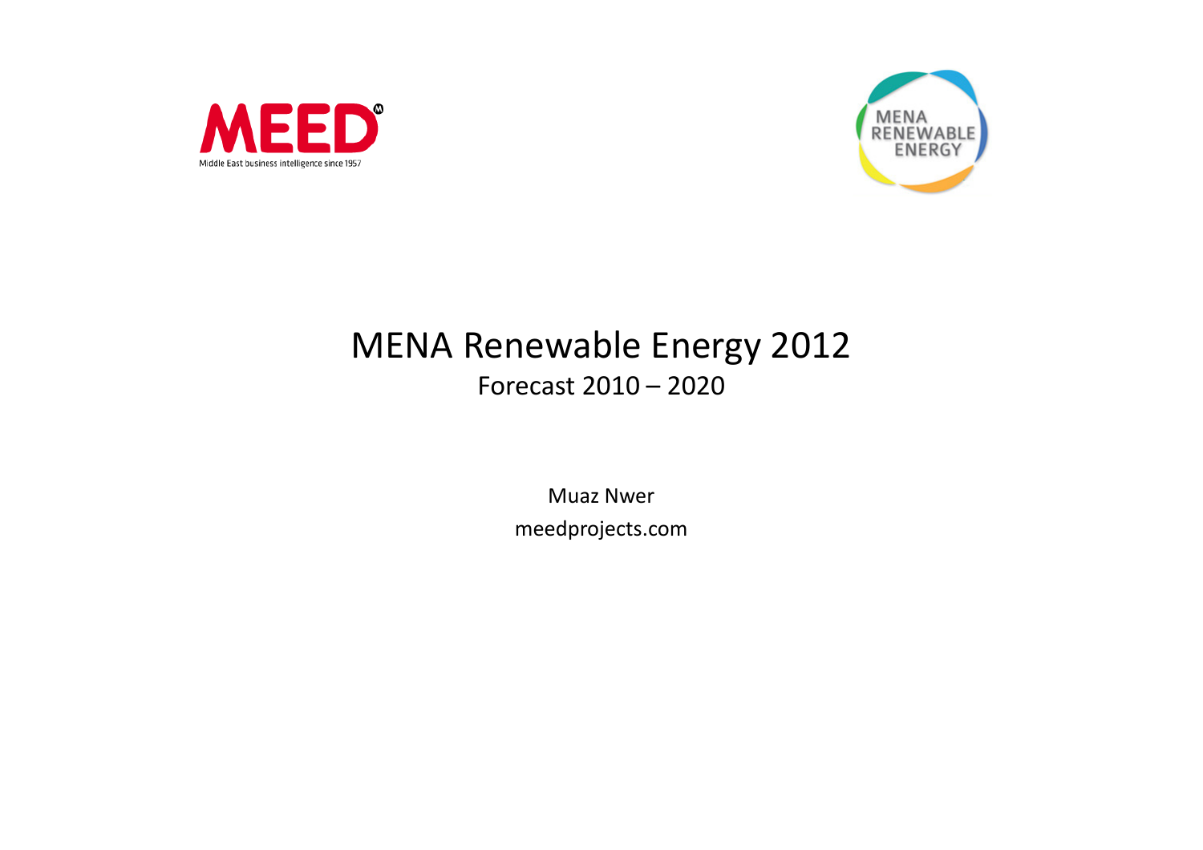MEED

Middle East business intelligence since 1957

MENA RENEWABLE ENERGY

# MENA Renewable Energy 2012

## Forecast 2010 – 2020

Muaz Nwer

meedprojects.com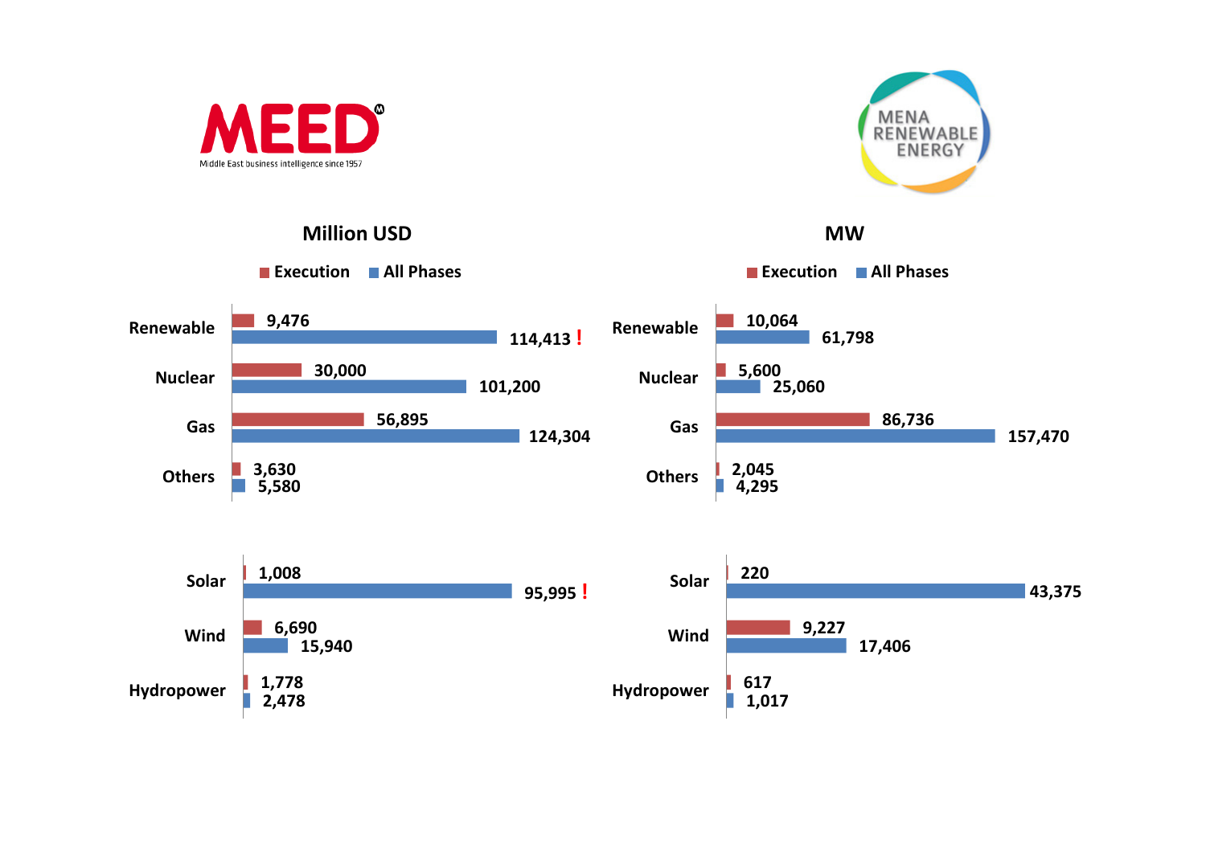MEED

Middle East business intelligence since 1957

MENA RENEWABLE ENERGY

## Million USD

| | Execution | All Phases |
|---|---|---|
| Renewable | 9,476 | 114,413 ! |
| Nuclear | 30,000 | 101,200 |
| Gas | 56,895 | 124,304 |
| Others | 3,630 | 5,580 |

| | Execution | All Phases |
|---|---|---|
| Solar | 1,008 | 95,995 ! |
| Wind | 6,690 | 15,940 |
| Hydropower | 1,778 | 2,478 |

## MW

| | Execution | All Phases |
|---|---|---|
| Renewable | 10,064 | 61,798 |
| Nuclear | 5,600 | 25,060 |
| Gas | 86,736 | 157,470 |
| Others | 2,045 | 4,295 |

| | Execution | All Phases |
|---|---|---|
| Solar | 220 | 43,375 |
| Wind | 9,227 | 17,406 |
| Hydropower | 617 | 1,017 |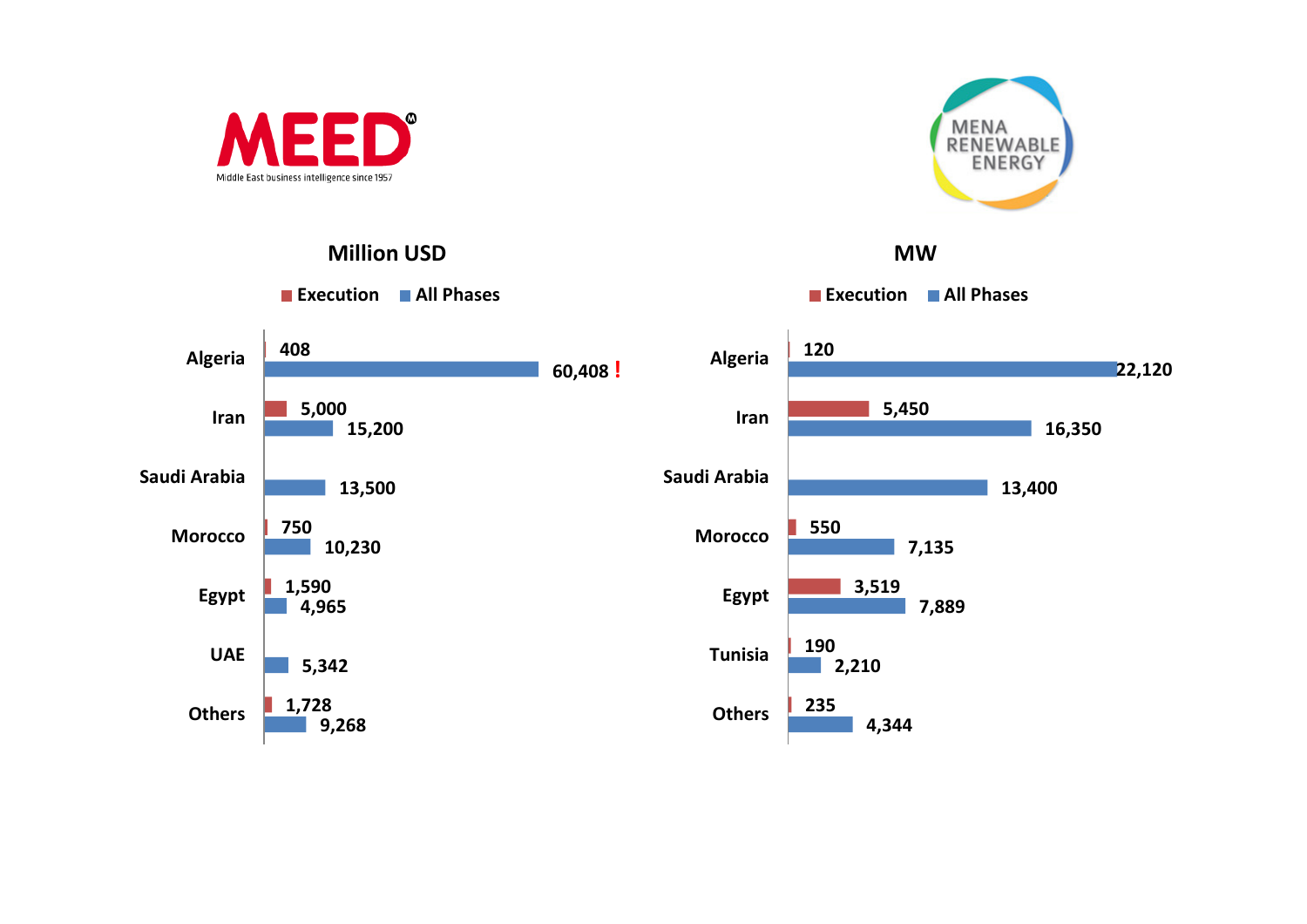MEED

Middle East business intelligence since 1957

MENA RENEWABLE ENERGY

## Million USD

| Country | Execution | All Phases |
| --- | --- | --- |
| Algeria | 408 | 60,408 ! |
| Iran | 5,000 | 15,200 |
| Saudi Arabia | | 13,500 |
| Morocco | 750 | 10,230 |
| Egypt | 1,590 | 4,965 |
| UAE | | 5,342 |
| Others | 1,728 | 9,268 |

## MW

| Country | Execution | All Phases |
| --- | --- | --- |
| Algeria | 120 | 22,120 |
| Iran | 5,450 | 16,350 |
| Saudi Arabia | | 13,400 |
| Morocco | 550 | 7,135 |
| Egypt | 3,519 | 7,889 |
| Tunisia | 190 | 2,210 |
| Others | 235 | 4,344 |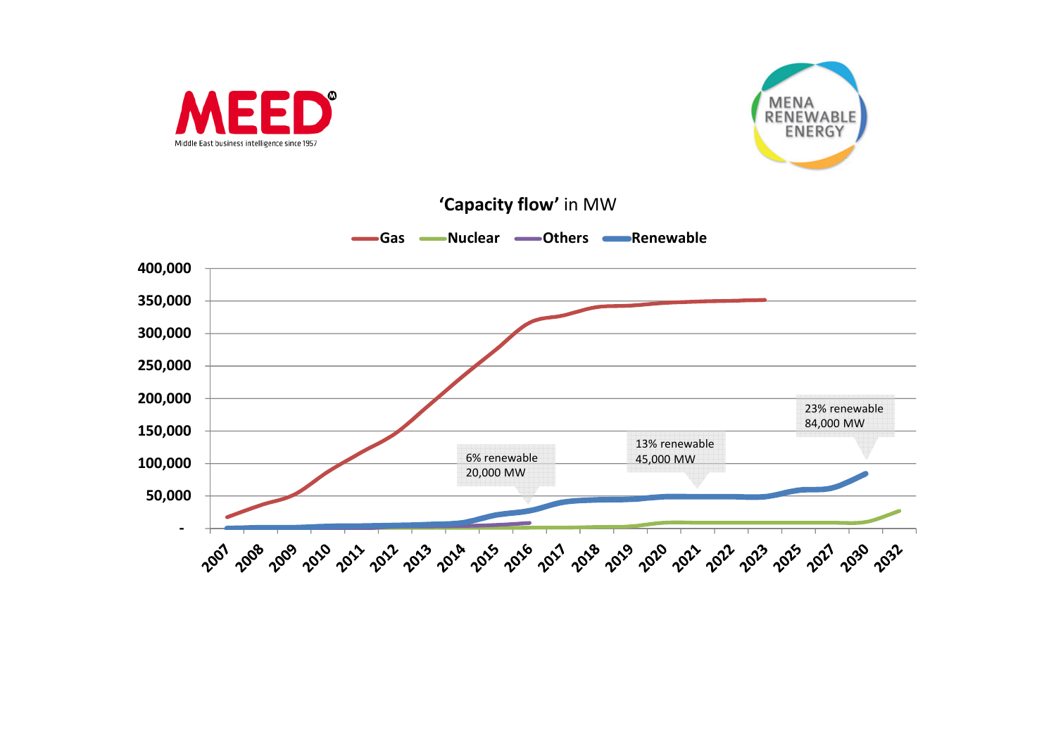MEED

Middle East business intelligence since 1957

MENA RENEWABLE ENERGY

**'Capacity flow'** in MW

Gas | Nuclear | Others | Renewable

6% renewable
20,000 MW

13% renewable
45,000 MW

23% renewable
84,000 MW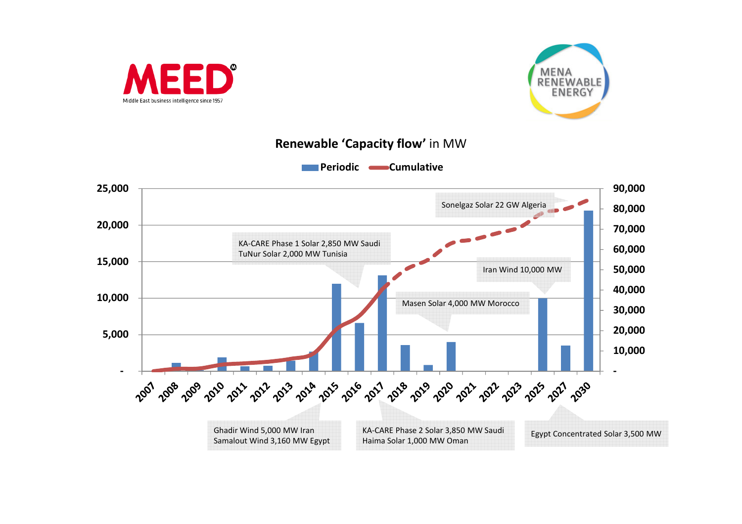MEED
Middle East business intelligence since 1957

MENA RENEWABLE ENERGY

## Renewable 'Capacity flow' in MW

Periodic | Cumulative

Sonelgaz Solar 22 GW Algeria

KA-CARE Phase 1 Solar 2,850 MW Saudi
TuNur Solar 2,000 MW Tunisia

Iran Wind 10,000 MW

Masen Solar 4,000 MW Morocco

Ghadir Wind 5,000 MW Iran
Samalout Wind 3,160 MW Egypt

KA-CARE Phase 2 Solar 3,850 MW Saudi
Haima Solar 1,000 MW Oman

Egypt Concentrated Solar 3,500 MW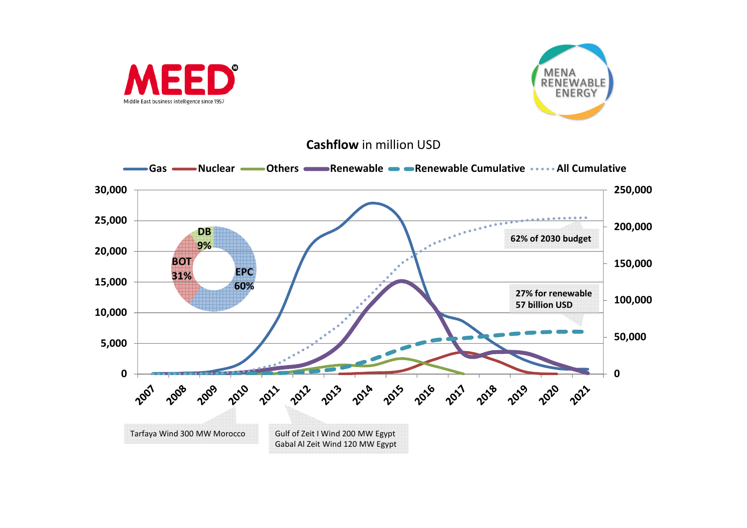MEED

Middle East business intelligence since 1957

MENA RENEWABLE ENERGY

**Cashflow** in million USD

Gas | Nuclear | Others | Renewable | Renewable Cumulative | All Cumulative

DB 9%

BOT 31%

EPC 60%

62% of 2030 budget

27% for renewable 57 billion USD

Tarfaya Wind 300 MW Morocco

Gulf of Zeit I Wind 200 MW Egypt
Gabal Al Zeit Wind 120 MW Egypt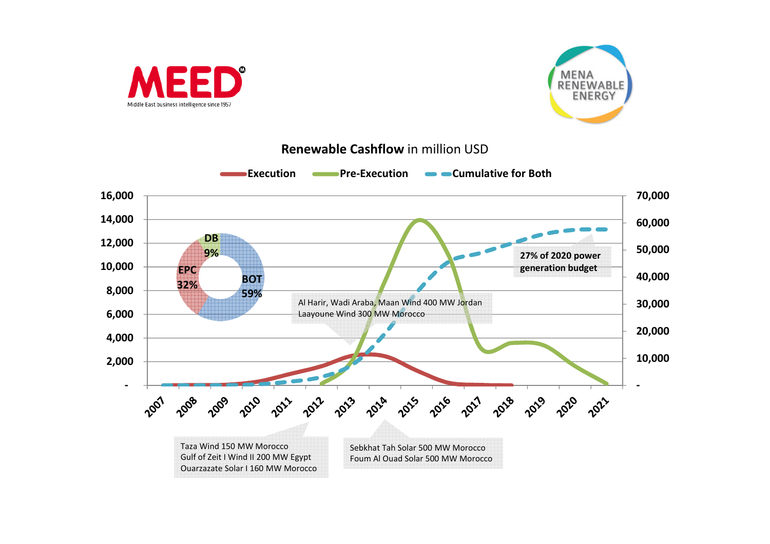MEED
Middle East business intelligence since 1957

MENA RENEWABLE ENERGY

**Renewable Cashflow** in million USD

**Execution** **Pre-Execution** **Cumulative for Both**

**DB 9%**
**EPC 32%**
**BOT 59%**

Al Harir, Wadi Araba, Maan Wind 400 MW Jordan
Laayoune Wind 300 MW Morocco

**27% of 2020 power generation budget**

Taza Wind 150 MW Morocco
Gulf of Zeit I Wind II 200 MW Egypt
Ouarzazate Solar I 160 MW Morocco

Sebkhat Tah Solar 500 MW Morocco
Foum Al Ouad Solar 500 MW Morocco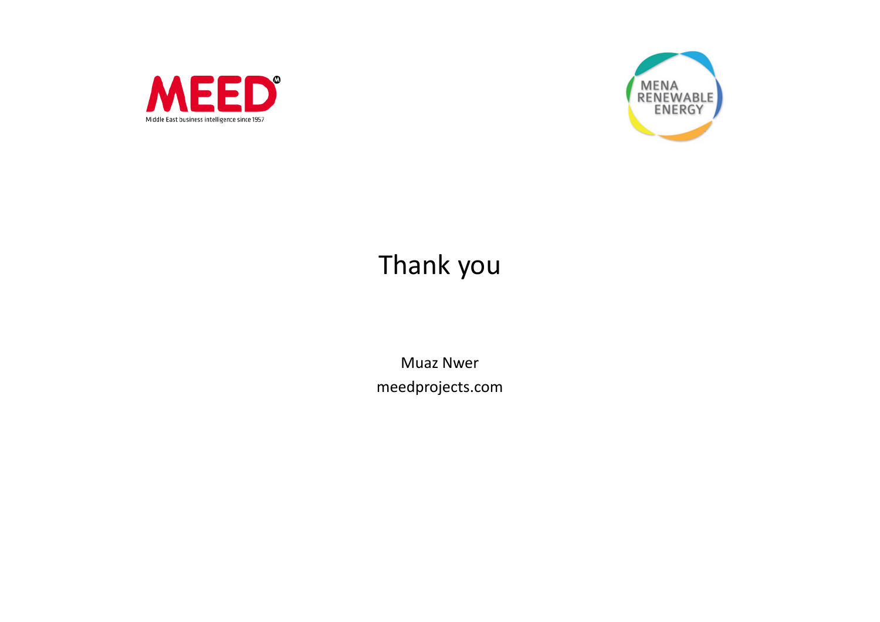MEED

Middle East business intelligence since 1957

MENA RENEWABLE ENERGY

# Thank you

Muaz Nwer

meedprojects.com